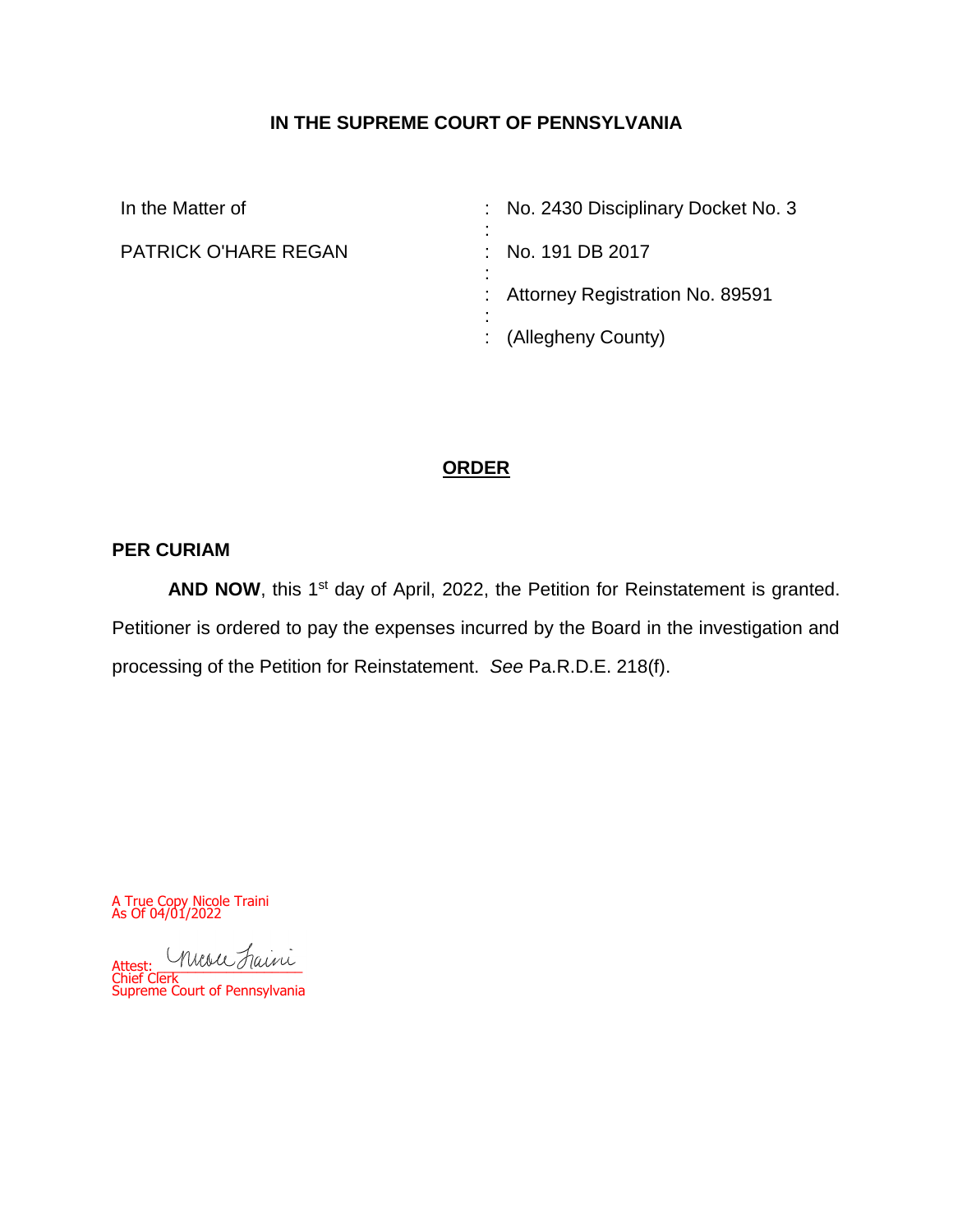**IN THE SUPREME COURT OF PENNSYLVANIA**

| | |
|---|---|
| In the Matter of | : No. 2430 Disciplinary Docket No. 3 |
| PATRICK O'HARE REGAN | : No. 191 DB 2017 |
| | : Attorney Registration No. 89591 |
| | : (Allegheny County) |

**ORDER**

**PER CURIAM**

**AND NOW**, this 1st day of April, 2022, the Petition for Reinstatement is granted. Petitioner is ordered to pay the expenses incurred by the Board in the investigation and processing of the Petition for Reinstatement. *See* Pa.R.D.E. 218(f).

A True Copy Nicole Traini
As Of 04/01/2022

Attest: Nicole Traini
Chief Clerk
Supreme Court of Pennsylvania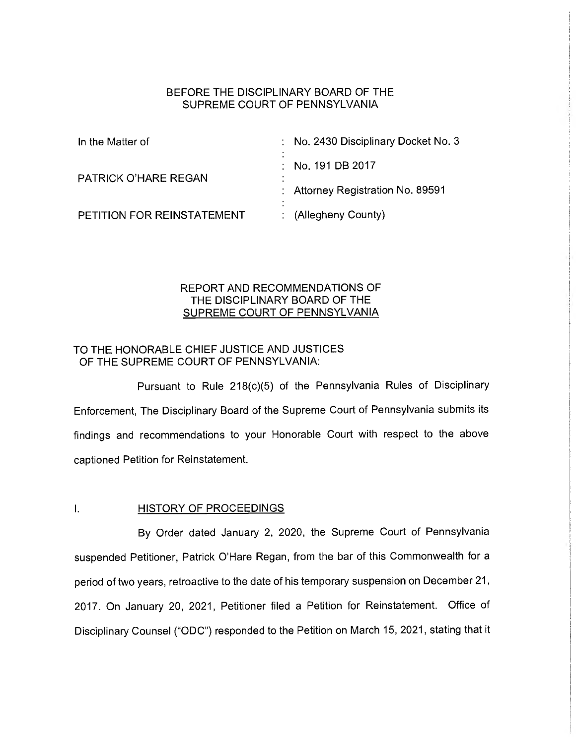BEFORE THE DISCIPLINARY BOARD OF THE SUPREME COURT OF PENNSYLVANIA

| | |
|---|---|
| In the Matter of | : No. 2430 Disciplinary Docket No. 3 |
| | : No. 191 DB 2017 |
| PATRICK O'HARE REGAN | : Attorney Registration No. 89591 |
| PETITION FOR REINSTATEMENT | : (Allegheny County) |

REPORT AND RECOMMENDATIONS OF THE DISCIPLINARY BOARD OF THE SUPREME COURT OF PENNSYLVANIA

TO THE HONORABLE CHIEF JUSTICE AND JUSTICES OF THE SUPREME COURT OF PENNSYLVANIA:

Pursuant to Rule 218(c)(5) of the Pennsylvania Rules of Disciplinary Enforcement, The Disciplinary Board of the Supreme Court of Pennsylvania submits its findings and recommendations to your Honorable Court with respect to the above captioned Petition for Reinstatement.

## I. HISTORY OF PROCEEDINGS

By Order dated January 2, 2020, the Supreme Court of Pennsylvania suspended Petitioner, Patrick O'Hare Regan, from the bar of this Commonwealth for a period of two years, retroactive to the date of his temporary suspension on December 21, 2017. On January 20, 2021, Petitioner filed a Petition for Reinstatement. Office of Disciplinary Counsel ("ODC") responded to the Petition on March 15, 2021, stating that it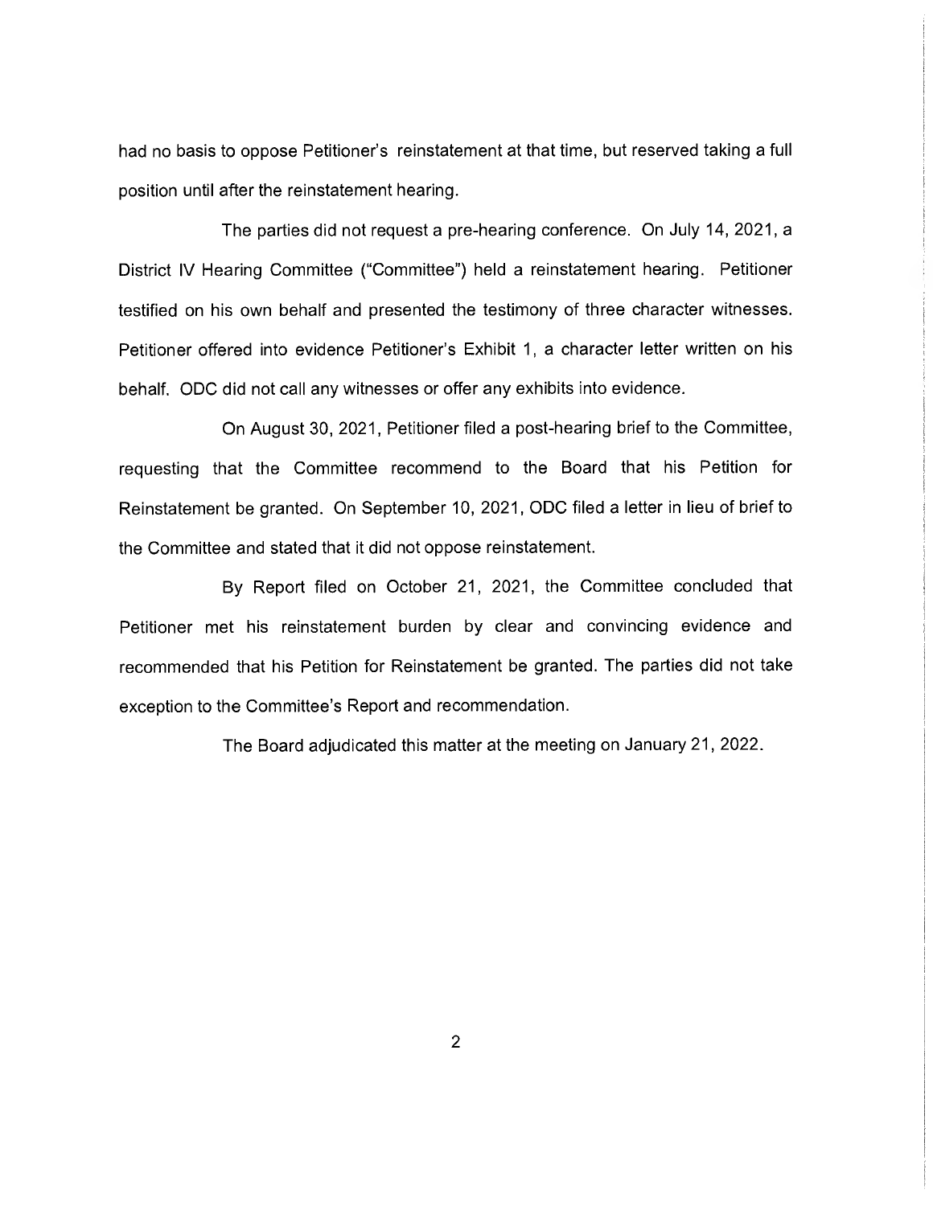had no basis to oppose Petitioner's reinstatement at that time, but reserved taking a full position until after the reinstatement hearing.

The parties did not request a pre-hearing conference. On July 14, 2021, a District IV Hearing Committee ("Committee") held a reinstatement hearing. Petitioner testified on his own behalf and presented the testimony of three character witnesses. Petitioner offered into evidence Petitioner's Exhibit 1, a character letter written on his behalf. ODC did not call any witnesses or offer any exhibits into evidence.

On August 30, 2021, Petitioner filed a post-hearing brief to the Committee, requesting that the Committee recommend to the Board that his Petition for Reinstatement be granted. On September 10, 2021, ODC filed a letter in lieu of brief to the Committee and stated that it did not oppose reinstatement.

By Report filed on October 21, 2021, the Committee concluded that Petitioner met his reinstatement burden by clear and convincing evidence and recommended that his Petition for Reinstatement be granted. The parties did not take exception to the Committee's Report and recommendation.

The Board adjudicated this matter at the meeting on January 21, 2022.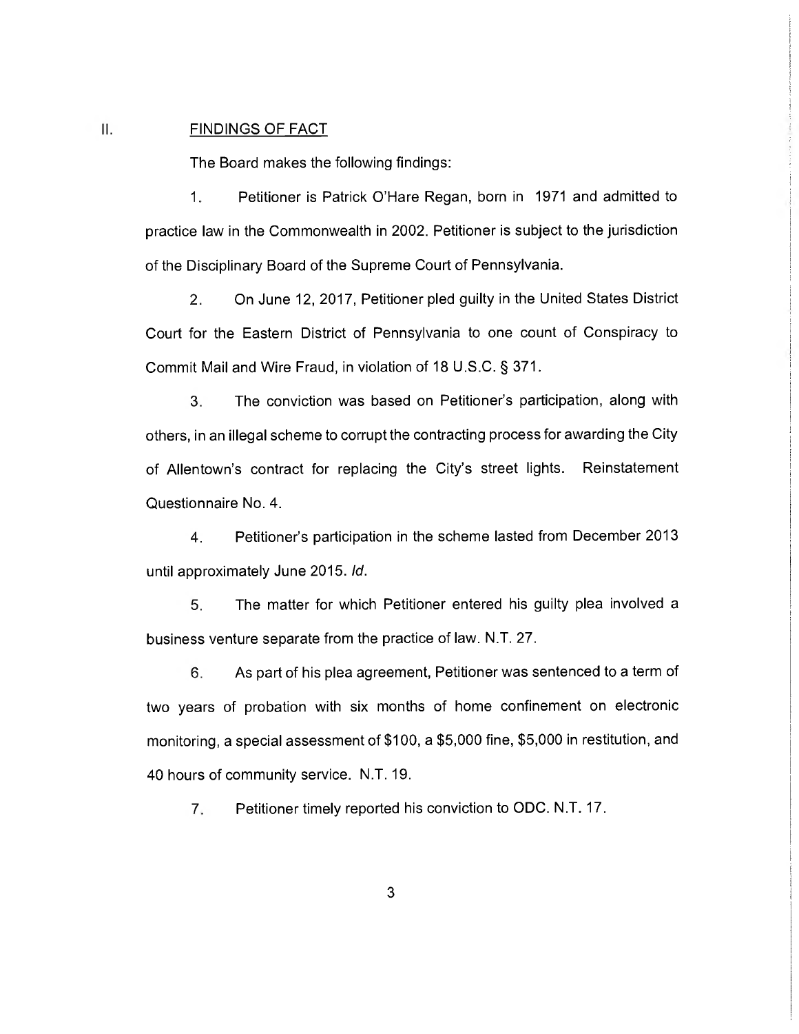## II. FINDINGS OF FACT

The Board makes the following findings:

1. Petitioner is Patrick O'Hare Regan, born in 1971 and admitted to practice law in the Commonwealth in 2002. Petitioner is subject to the jurisdiction of the Disciplinary Board of the Supreme Court of Pennsylvania.

2. On June 12, 2017, Petitioner pled guilty in the United States District Court for the Eastern District of Pennsylvania to one count of Conspiracy to Commit Mail and Wire Fraud, in violation of 18 U.S.C. § 371.

3. The conviction was based on Petitioner's participation, along with others, in an illegal scheme to corrupt the contracting process for awarding the City of Allentown's contract for replacing the City's street lights. Reinstatement Questionnaire No. 4.

4. Petitioner's participation in the scheme lasted from December 2013 until approximately June 2015. *Id.*

5. The matter for which Petitioner entered his guilty plea involved a business venture separate from the practice of law. N.T. 27.

6. As part of his plea agreement, Petitioner was sentenced to a term of two years of probation with six months of home confinement on electronic monitoring, a special assessment of $100, a $5,000 fine, $5,000 in restitution, and 40 hours of community service. N.T. 19.

7. Petitioner timely reported his conviction to ODC. N.T. 17.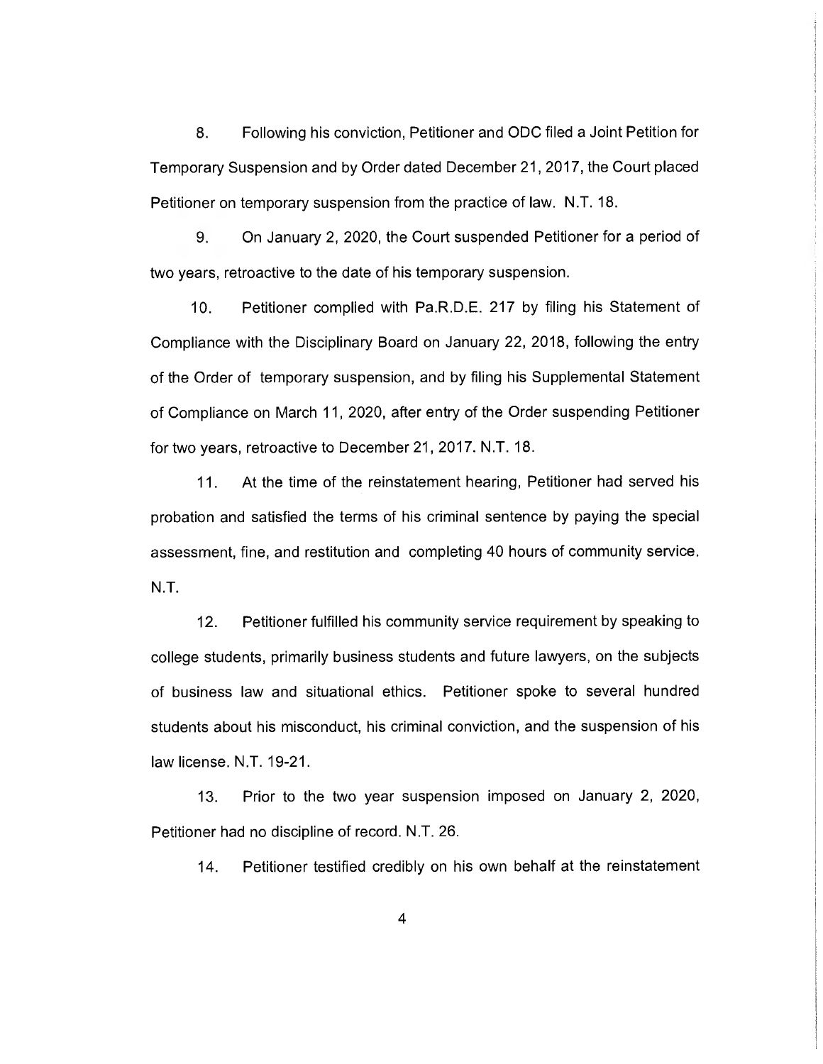8. Following his conviction, Petitioner and ODC filed a Joint Petition for Temporary Suspension and by Order dated December 21, 2017, the Court placed Petitioner on temporary suspension from the practice of law. N.T. 18.

9. On January 2, 2020, the Court suspended Petitioner for a period of two years, retroactive to the date of his temporary suspension.

10. Petitioner complied with Pa.R.D.E. 217 by filing his Statement of Compliance with the Disciplinary Board on January 22, 2018, following the entry of the Order of temporary suspension, and by filing his Supplemental Statement of Compliance on March 11, 2020, after entry of the Order suspending Petitioner for two years, retroactive to December 21, 2017. N.T. 18.

11. At the time of the reinstatement hearing, Petitioner had served his probation and satisfied the terms of his criminal sentence by paying the special assessment, fine, and restitution and completing 40 hours of community service. N.T.

12. Petitioner fulfilled his community service requirement by speaking to college students, primarily business students and future lawyers, on the subjects of business law and situational ethics. Petitioner spoke to several hundred students about his misconduct, his criminal conviction, and the suspension of his law license. N.T. 19-21.

13. Prior to the two year suspension imposed on January 2, 2020, Petitioner had no discipline of record. N.T. 26.

14. Petitioner testified credibly on his own behalf at the reinstatement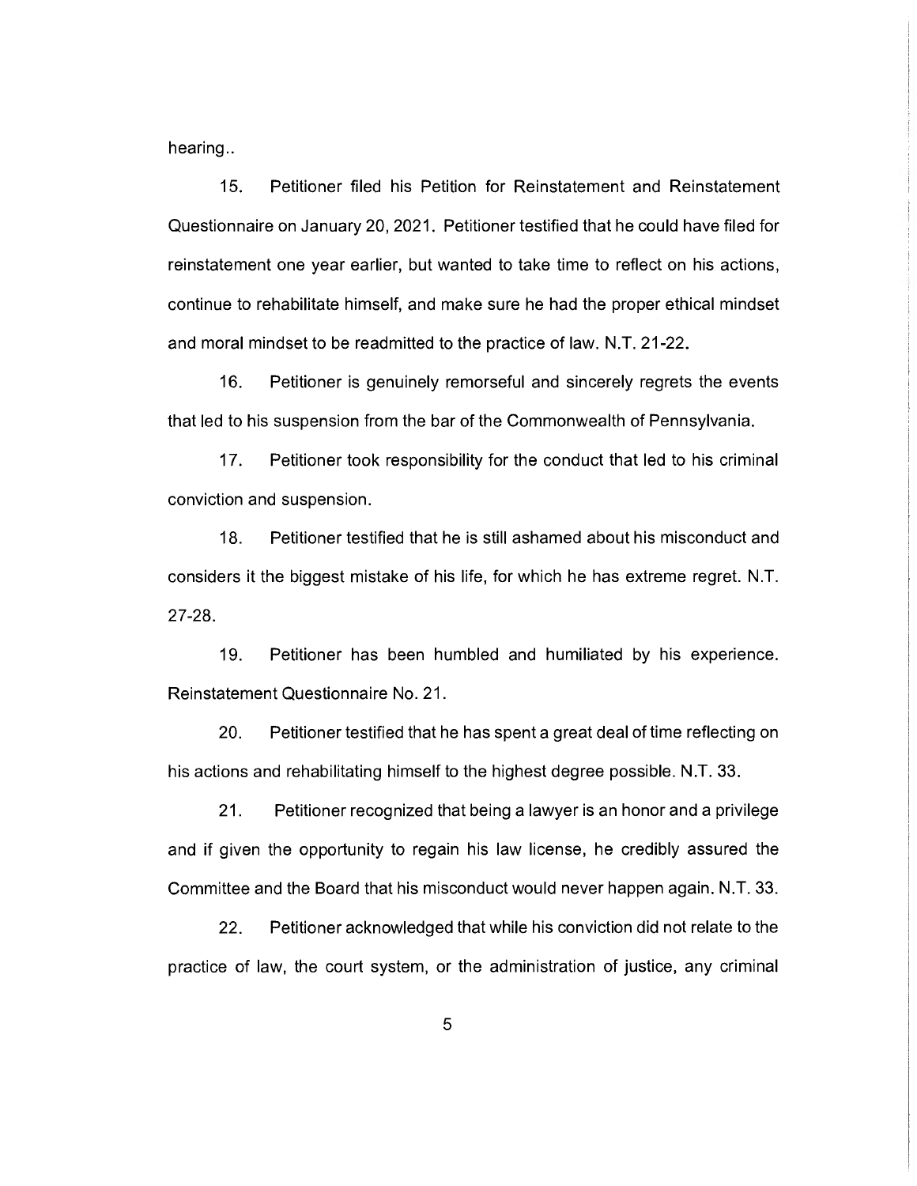hearing..

15. Petitioner filed his Petition for Reinstatement and Reinstatement Questionnaire on January 20, 2021. Petitioner testified that he could have filed for reinstatement one year earlier, but wanted to take time to reflect on his actions, continue to rehabilitate himself, and make sure he had the proper ethical mindset and moral mindset to be readmitted to the practice of law. N.T. 21-22.

16. Petitioner is genuinely remorseful and sincerely regrets the events that led to his suspension from the bar of the Commonwealth of Pennsylvania.

17. Petitioner took responsibility for the conduct that led to his criminal conviction and suspension.

18. Petitioner testified that he is still ashamed about his misconduct and considers it the biggest mistake of his life, for which he has extreme regret. N.T. 27-28.

19. Petitioner has been humbled and humiliated by his experience. Reinstatement Questionnaire No. 21.

20. Petitioner testified that he has spent a great deal of time reflecting on his actions and rehabilitating himself to the highest degree possible. N.T. 33.

21. Petitioner recognized that being a lawyer is an honor and a privilege and if given the opportunity to regain his law license, he credibly assured the Committee and the Board that his misconduct would never happen again. N.T. 33.

22. Petitioner acknowledged that while his conviction did not relate to the practice of law, the court system, or the administration of justice, any criminal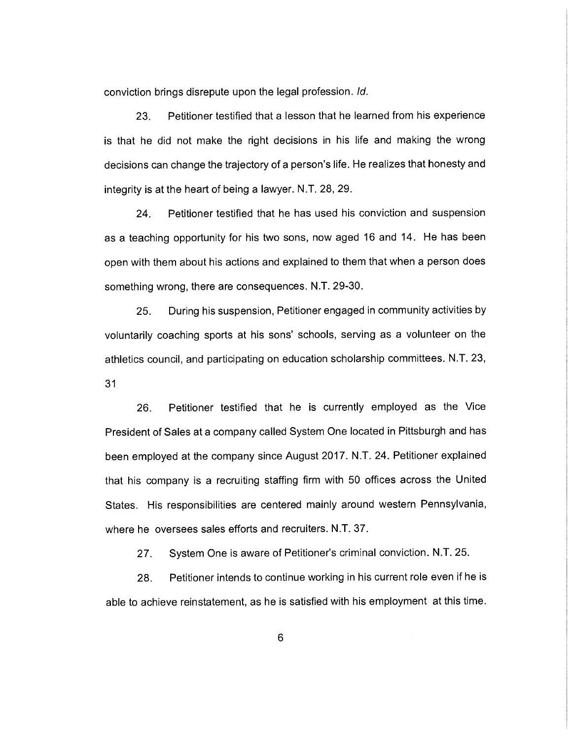conviction brings disrepute upon the legal profession. *Id.*

23. Petitioner testified that a lesson that he learned from his experience is that he did not make the right decisions in his life and making the wrong decisions can change the trajectory of a person's life. He realizes that honesty and integrity is at the heart of being a lawyer. N.T. 28, 29.

24. Petitioner testified that he has used his conviction and suspension as a teaching opportunity for his two sons, now aged 16 and 14. He has been open with them about his actions and explained to them that when a person does something wrong, there are consequences. N.T. 29-30.

25. During his suspension, Petitioner engaged in community activities by voluntarily coaching sports at his sons' schools, serving as a volunteer on the athletics council, and participating on education scholarship committees. N.T. 23, 31

26. Petitioner testified that he is currently employed as the Vice President of Sales at a company called System One located in Pittsburgh and has been employed at the company since August 2017. N.T. 24. Petitioner explained that his company is a recruiting staffing firm with 50 offices across the United States. His responsibilities are centered mainly around western Pennsylvania, where he oversees sales efforts and recruiters. N.T. 37.

27. System One is aware of Petitioner's criminal conviction. N.T. 25.

28. Petitioner intends to continue working in his current role even if he is able to achieve reinstatement, as he is satisfied with his employment at this time.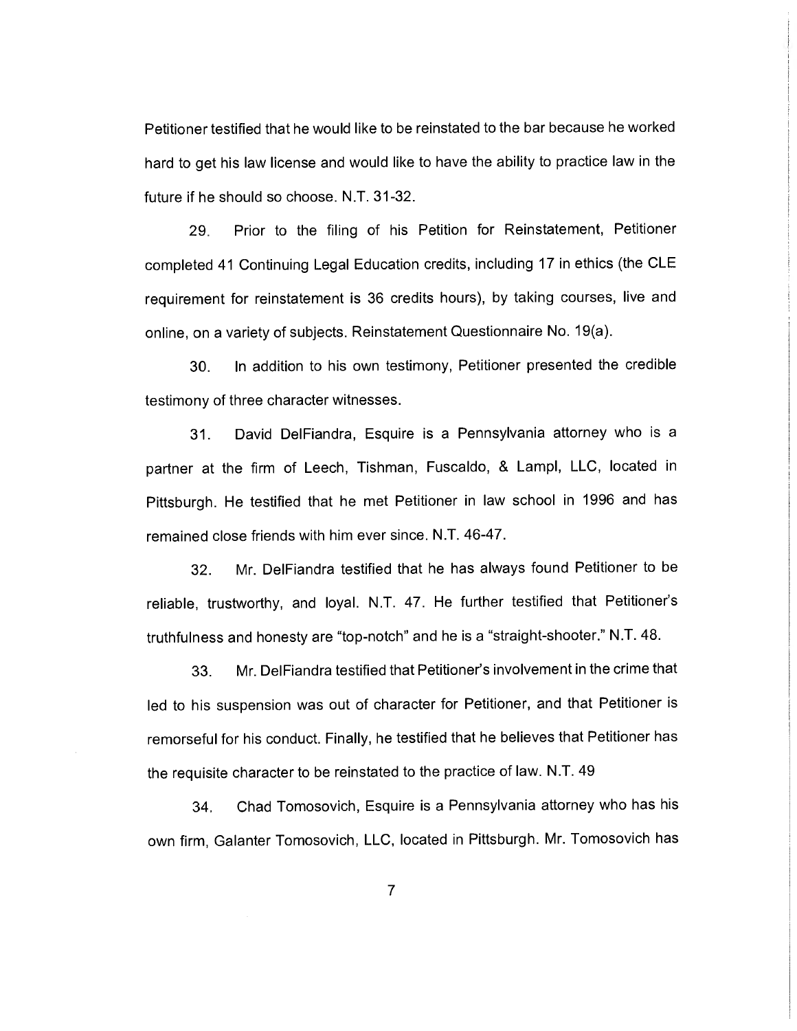Petitioner testified that he would like to be reinstated to the bar because he worked hard to get his law license and would like to have the ability to practice law in the future if he should so choose. N.T. 31-32.

29. Prior to the filing of his Petition for Reinstatement, Petitioner completed 41 Continuing Legal Education credits, including 17 in ethics (the CLE requirement for reinstatement is 36 credits hours), by taking courses, live and online, on a variety of subjects. Reinstatement Questionnaire No. 19(a).

30. In addition to his own testimony, Petitioner presented the credible testimony of three character witnesses.

31. David DelFiandra, Esquire is a Pennsylvania attorney who is a partner at the firm of Leech, Tishman, Fuscaldo, & Lampl, LLC, located in Pittsburgh. He testified that he met Petitioner in law school in 1996 and has remained close friends with him ever since. N.T. 46-47.

32. Mr. DelFiandra testified that he has always found Petitioner to be reliable, trustworthy, and loyal. N.T. 47. He further testified that Petitioner's truthfulness and honesty are "top-notch" and he is a "straight-shooter." N.T. 48.

33. Mr. DelFiandra testified that Petitioner's involvement in the crime that led to his suspension was out of character for Petitioner, and that Petitioner is remorseful for his conduct. Finally, he testified that he believes that Petitioner has the requisite character to be reinstated to the practice of law. N.T. 49

34. Chad Tomosovich, Esquire is a Pennsylvania attorney who has his own firm, Galanter Tomosovich, LLC, located in Pittsburgh. Mr. Tomosovich has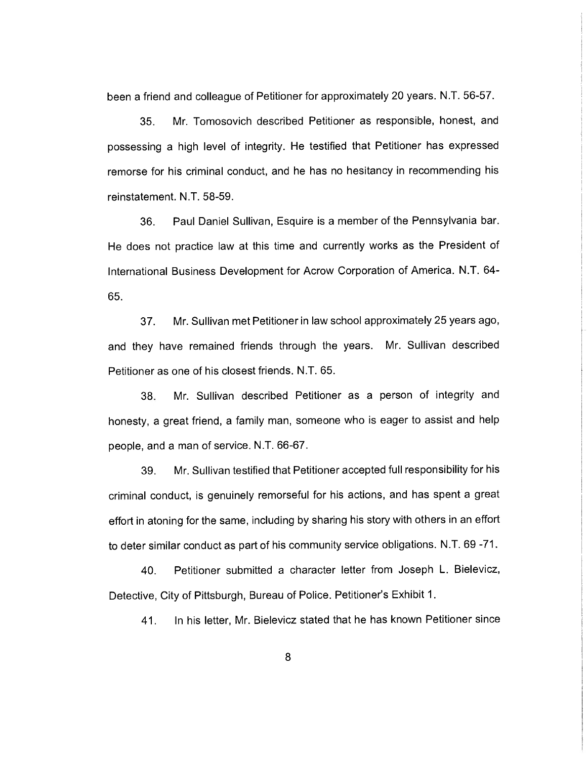been a friend and colleague of Petitioner for approximately 20 years. N.T. 56-57.

35. Mr. Tomosovich described Petitioner as responsible, honest, and possessing a high level of integrity. He testified that Petitioner has expressed remorse for his criminal conduct, and he has no hesitancy in recommending his reinstatement. N.T. 58-59.

36. Paul Daniel Sullivan, Esquire is a member of the Pennsylvania bar. He does not practice law at this time and currently works as the President of International Business Development for Acrow Corporation of America. N.T. 64-65.

37. Mr. Sullivan met Petitioner in law school approximately 25 years ago, and they have remained friends through the years. Mr. Sullivan described Petitioner as one of his closest friends. N.T. 65.

38. Mr. Sullivan described Petitioner as a person of integrity and honesty, a great friend, a family man, someone who is eager to assist and help people, and a man of service. N.T. 66-67.

39. Mr. Sullivan testified that Petitioner accepted full responsibility for his criminal conduct, is genuinely remorseful for his actions, and has spent a great effort in atoning for the same, including by sharing his story with others in an effort to deter similar conduct as part of his community service obligations. N.T. 69 -71.

40. Petitioner submitted a character letter from Joseph L. Bielevicz, Detective, City of Pittsburgh, Bureau of Police. Petitioner's Exhibit 1.

41. In his letter, Mr. Bielevicz stated that he has known Petitioner since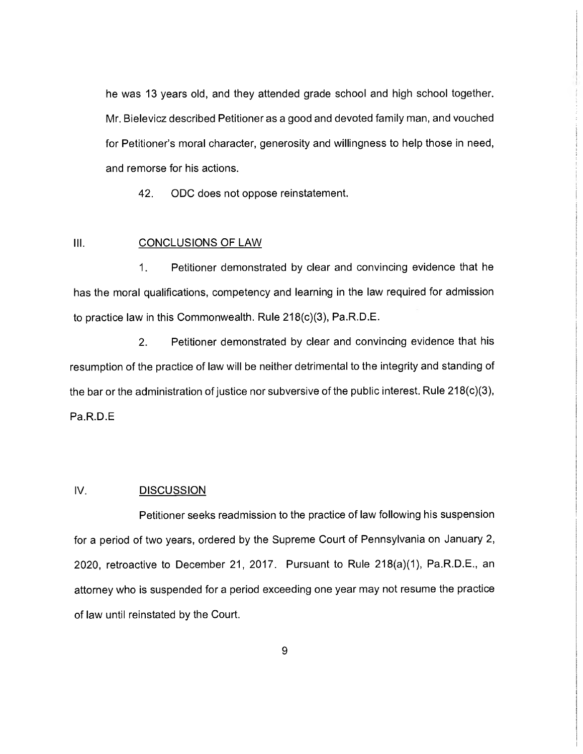he was 13 years old, and they attended grade school and high school together. Mr. Bielevicz described Petitioner as a good and devoted family man, and vouched for Petitioner's moral character, generosity and willingness to help those in need, and remorse for his actions.

42. ODC does not oppose reinstatement.

## III. CONCLUSIONS OF LAW

1. Petitioner demonstrated by clear and convincing evidence that he has the moral qualifications, competency and learning in the law required for admission to practice law in this Commonwealth. Rule 218(c)(3), Pa.R.D.E.

2. Petitioner demonstrated by clear and convincing evidence that his resumption of the practice of law will be neither detrimental to the integrity and standing of the bar or the administration of justice nor subversive of the public interest. Rule 218(c)(3), Pa.R.D.E

## IV. DISCUSSION

Petitioner seeks readmission to the practice of law following his suspension for a period of two years, ordered by the Supreme Court of Pennsylvania on January 2, 2020, retroactive to December 21, 2017. Pursuant to Rule 218(a)(1), Pa.R.D.E., an attorney who is suspended for a period exceeding one year may not resume the practice of law until reinstated by the Court.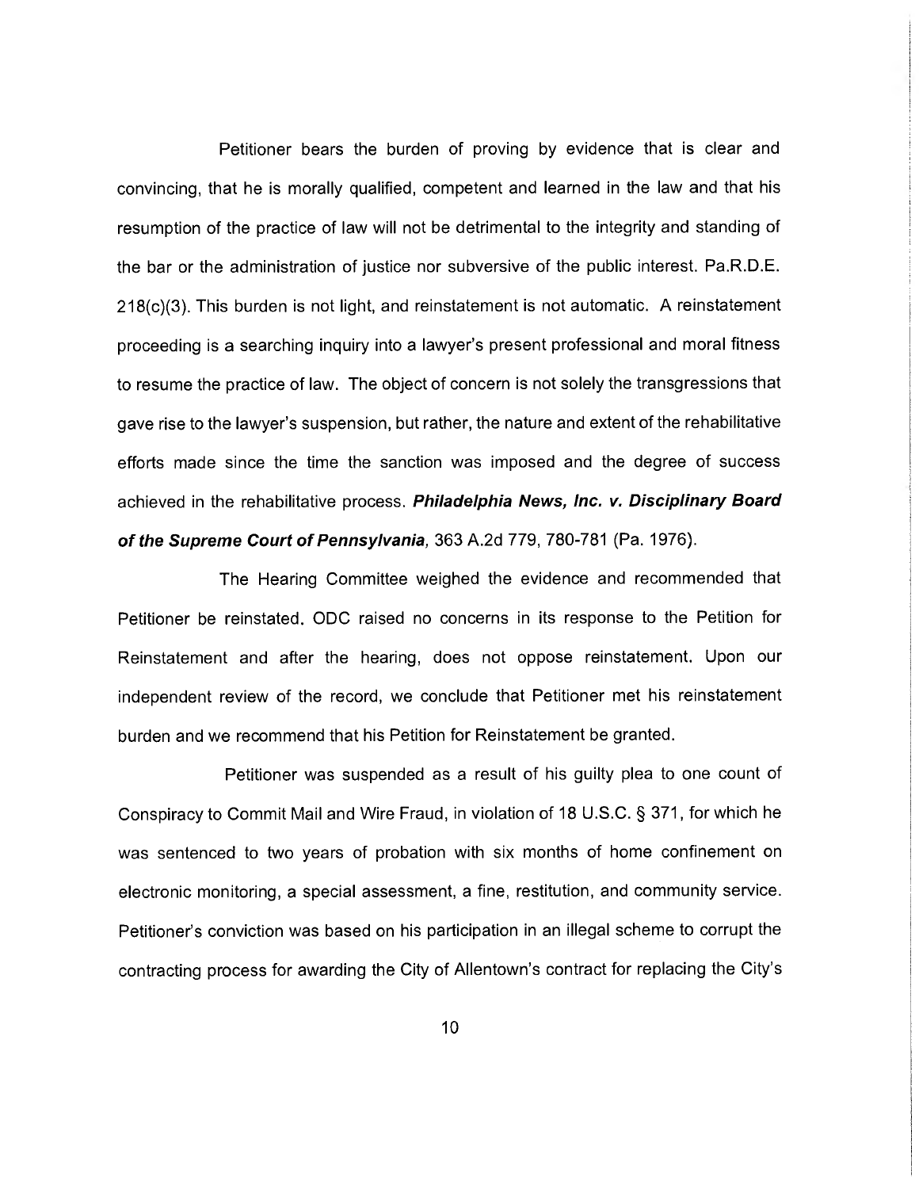Petitioner bears the burden of proving by evidence that is clear and convincing, that he is morally qualified, competent and learned in the law and that his resumption of the practice of law will not be detrimental to the integrity and standing of the bar or the administration of justice nor subversive of the public interest. Pa.R.D.E. 218(c)(3). This burden is not light, and reinstatement is not automatic. A reinstatement proceeding is a searching inquiry into a lawyer's present professional and moral fitness to resume the practice of law. The object of concern is not solely the transgressions that gave rise to the lawyer's suspension, but rather, the nature and extent of the rehabilitative efforts made since the time the sanction was imposed and the degree of success achieved in the rehabilitative process. ***Philadelphia News, Inc. v. Disciplinary Board of the Supreme Court of Pennsylvania***, 363 A.2d 779, 780-781 (Pa. 1976).

The Hearing Committee weighed the evidence and recommended that Petitioner be reinstated. ODC raised no concerns in its response to the Petition for Reinstatement and after the hearing, does not oppose reinstatement. Upon our independent review of the record, we conclude that Petitioner met his reinstatement burden and we recommend that his Petition for Reinstatement be granted.

Petitioner was suspended as a result of his guilty plea to one count of Conspiracy to Commit Mail and Wire Fraud, in violation of 18 U.S.C. § 371, for which he was sentenced to two years of probation with six months of home confinement on electronic monitoring, a special assessment, a fine, restitution, and community service. Petitioner's conviction was based on his participation in an illegal scheme to corrupt the contracting process for awarding the City of Allentown's contract for replacing the City's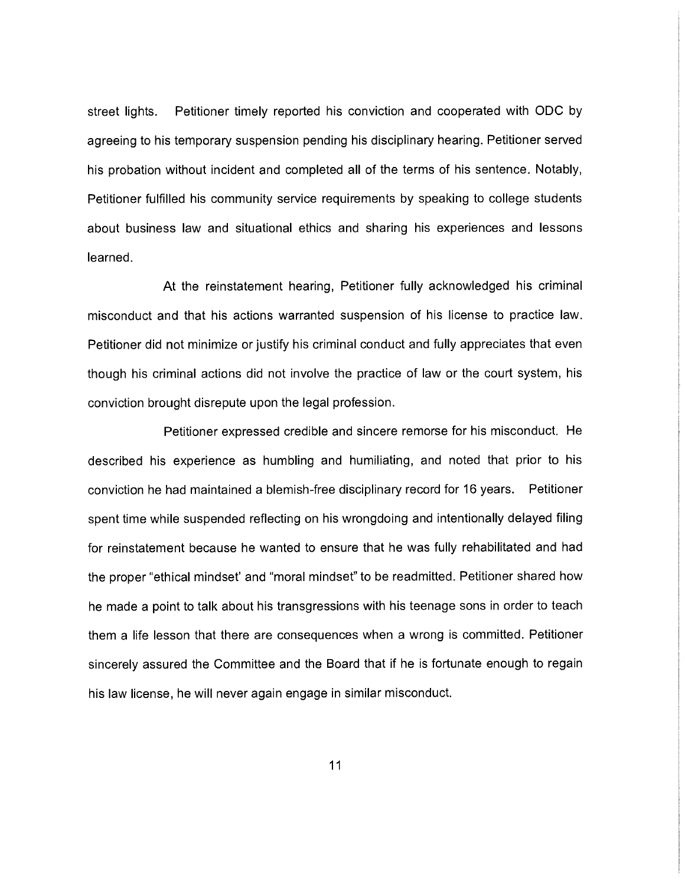street lights. Petitioner timely reported his conviction and cooperated with ODC by agreeing to his temporary suspension pending his disciplinary hearing. Petitioner served his probation without incident and completed all of the terms of his sentence. Notably, Petitioner fulfilled his community service requirements by speaking to college students about business law and situational ethics and sharing his experiences and lessons learned.

At the reinstatement hearing, Petitioner fully acknowledged his criminal misconduct and that his actions warranted suspension of his license to practice law. Petitioner did not minimize or justify his criminal conduct and fully appreciates that even though his criminal actions did not involve the practice of law or the court system, his conviction brought disrepute upon the legal profession.

Petitioner expressed credible and sincere remorse for his misconduct. He described his experience as humbling and humiliating, and noted that prior to his conviction he had maintained a blemish-free disciplinary record for 16 years. Petitioner spent time while suspended reflecting on his wrongdoing and intentionally delayed filing for reinstatement because he wanted to ensure that he was fully rehabilitated and had the proper "ethical mindset' and "moral mindset" to be readmitted. Petitioner shared how he made a point to talk about his transgressions with his teenage sons in order to teach them a life lesson that there are consequences when a wrong is committed. Petitioner sincerely assured the Committee and the Board that if he is fortunate enough to regain his law license, he will never again engage in similar misconduct.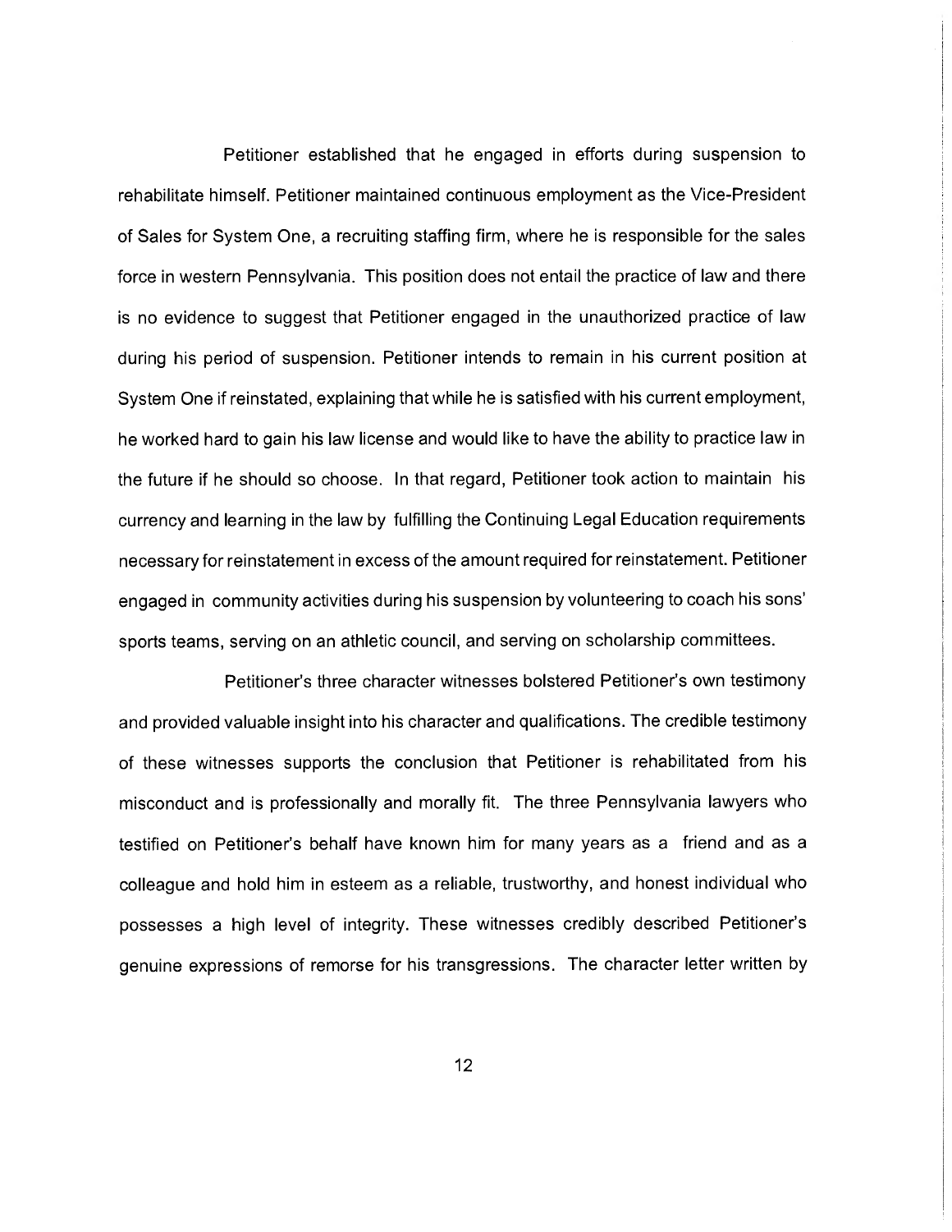Petitioner established that he engaged in efforts during suspension to rehabilitate himself. Petitioner maintained continuous employment as the Vice-President of Sales for System One, a recruiting staffing firm, where he is responsible for the sales force in western Pennsylvania. This position does not entail the practice of law and there is no evidence to suggest that Petitioner engaged in the unauthorized practice of law during his period of suspension. Petitioner intends to remain in his current position at System One if reinstated, explaining that while he is satisfied with his current employment, he worked hard to gain his law license and would like to have the ability to practice law in the future if he should so choose. In that regard, Petitioner took action to maintain his currency and learning in the law by fulfilling the Continuing Legal Education requirements necessary for reinstatement in excess of the amount required for reinstatement. Petitioner engaged in community activities during his suspension by volunteering to coach his sons' sports teams, serving on an athletic council, and serving on scholarship committees.

Petitioner's three character witnesses bolstered Petitioner's own testimony and provided valuable insight into his character and qualifications. The credible testimony of these witnesses supports the conclusion that Petitioner is rehabilitated from his misconduct and is professionally and morally fit. The three Pennsylvania lawyers who testified on Petitioner's behalf have known him for many years as a friend and as a colleague and hold him in esteem as a reliable, trustworthy, and honest individual who possesses a high level of integrity. These witnesses credibly described Petitioner's genuine expressions of remorse for his transgressions. The character letter written by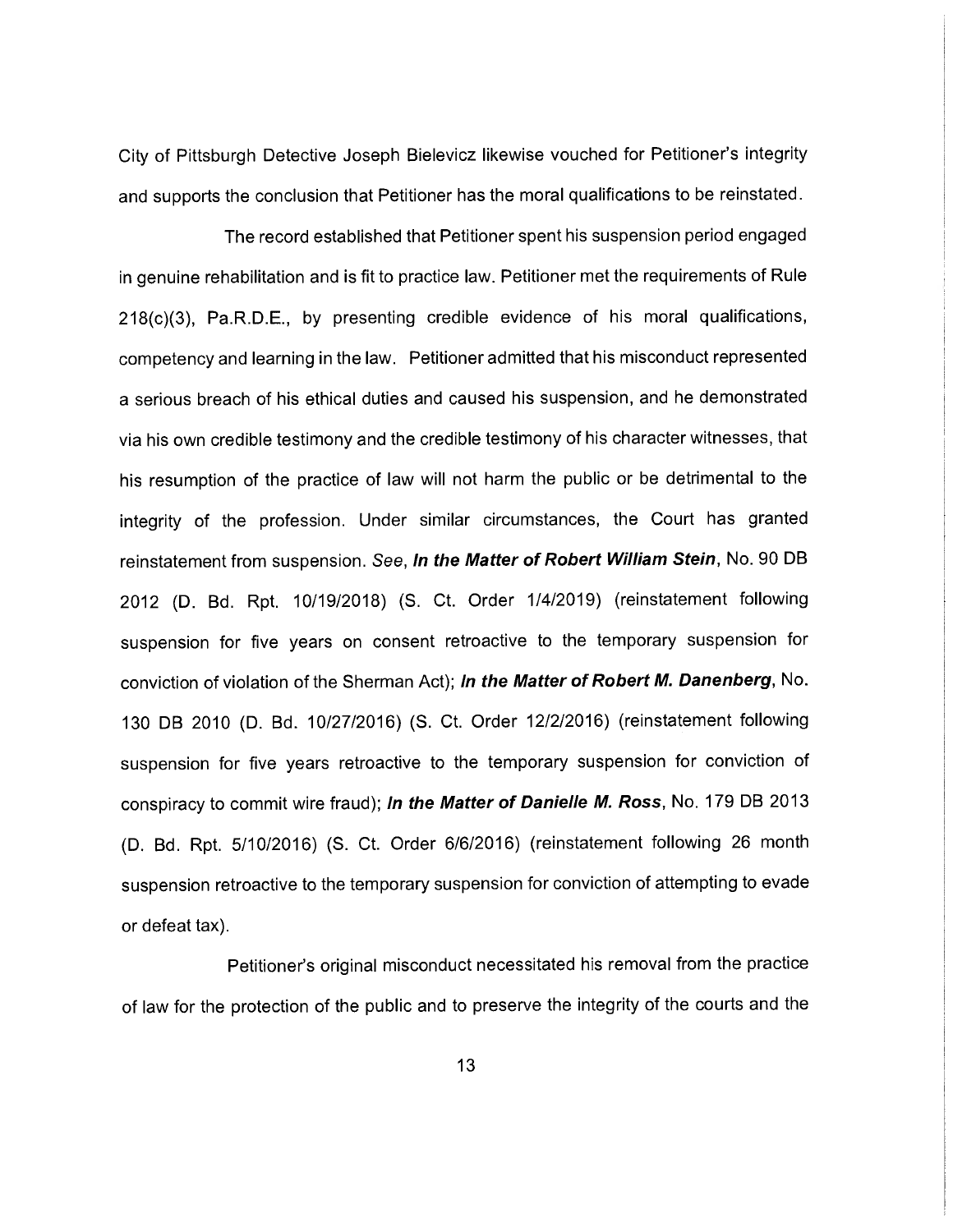City of Pittsburgh Detective Joseph Bielevicz likewise vouched for Petitioner's integrity and supports the conclusion that Petitioner has the moral qualifications to be reinstated.

The record established that Petitioner spent his suspension period engaged in genuine rehabilitation and is fit to practice law. Petitioner met the requirements of Rule 218(c)(3), Pa.R.D.E., by presenting credible evidence of his moral qualifications, competency and learning in the law. Petitioner admitted that his misconduct represented a serious breach of his ethical duties and caused his suspension, and he demonstrated via his own credible testimony and the credible testimony of his character witnesses, that his resumption of the practice of law will not harm the public or be detrimental to the integrity of the profession. Under similar circumstances, the Court has granted reinstatement from suspension. *See*, ***In the Matter of Robert William Stein***, No. 90 DB 2012 (D. Bd. Rpt. 10/19/2018) (S. Ct. Order 1/4/2019) (reinstatement following suspension for five years on consent retroactive to the temporary suspension for conviction of violation of the Sherman Act); ***In the Matter of Robert M. Danenberg***, No. 130 DB 2010 (D. Bd. 10/27/2016) (S. Ct. Order 12/2/2016) (reinstatement following suspension for five years retroactive to the temporary suspension for conviction of conspiracy to commit wire fraud); ***In the Matter of Danielle M. Ross***, No. 179 DB 2013 (D. Bd. Rpt. 5/10/2016) (S. Ct. Order 6/6/2016) (reinstatement following 26 month suspension retroactive to the temporary suspension for conviction of attempting to evade or defeat tax).

Petitioner's original misconduct necessitated his removal from the practice of law for the protection of the public and to preserve the integrity of the courts and the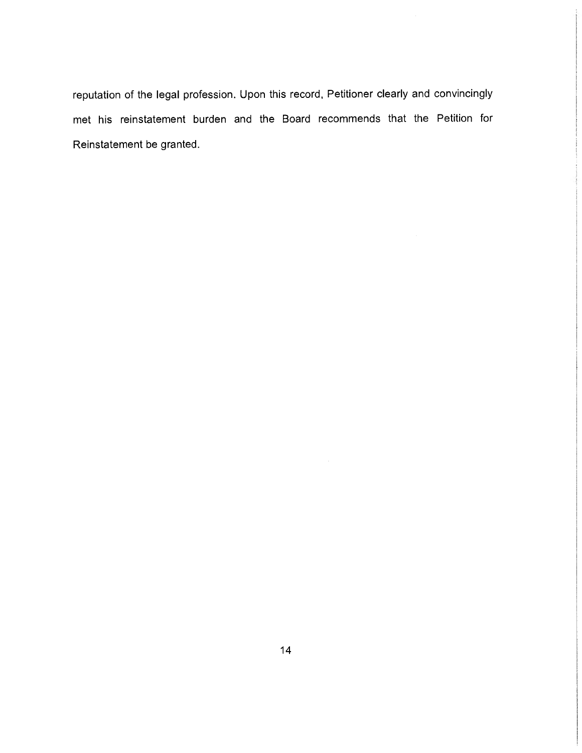reputation of the legal profession. Upon this record, Petitioner clearly and convincingly met his reinstatement burden and the Board recommends that the Petition for Reinstatement be granted.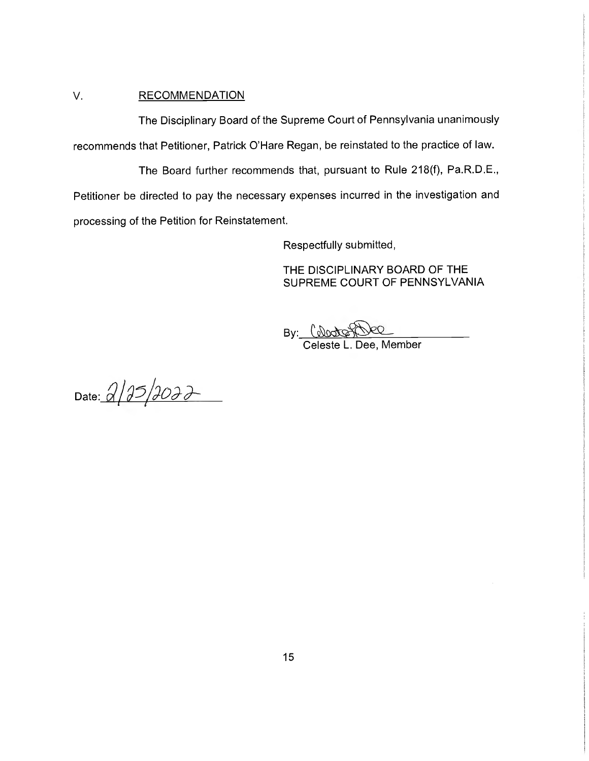## V. RECOMMENDATION

The Disciplinary Board of the Supreme Court of Pennsylvania unanimously recommends that Petitioner, Patrick O'Hare Regan, be reinstated to the practice of law.

The Board further recommends that, pursuant to Rule 218(f), Pa.R.D.E., Petitioner be directed to pay the necessary expenses incurred in the investigation and processing of the Petition for Reinstatement.

Respectfully submitted,

THE DISCIPLINARY BOARD OF THE SUPREME COURT OF PENNSYLVANIA

By: Celeste Dee
Celeste L. Dee, Member

Date: 2/25/2022